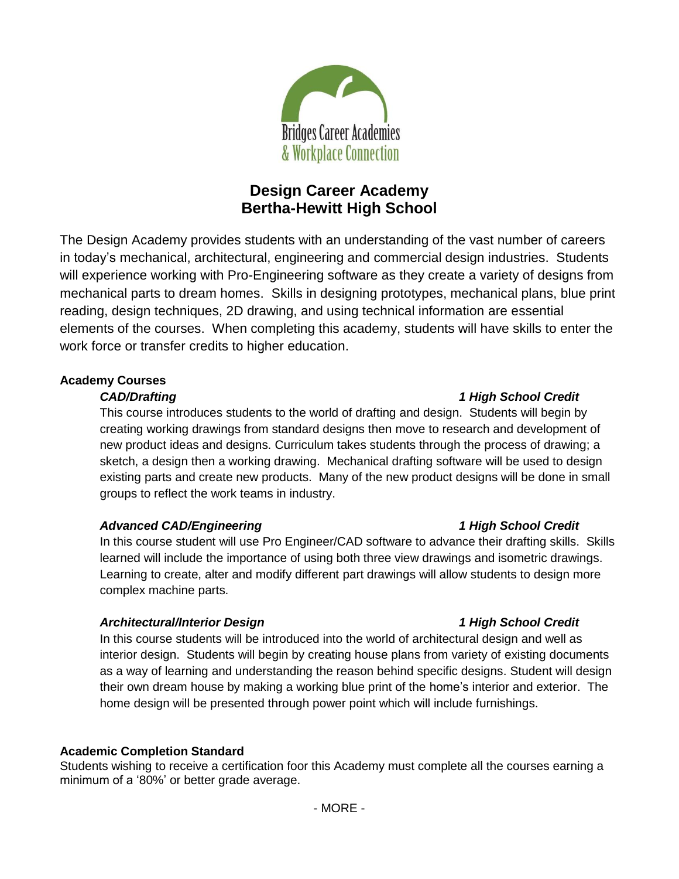Bridges Career Academies
& Workplace Connection

# Design Career Academy
# Bertha-Hewitt High School

The Design Academy provides students with an understanding of the vast number of careers in today's mechanical, architectural, engineering and commercial design industries. Students will experience working with Pro-Engineering software as they create a variety of designs from mechanical parts to dream homes. Skills in designing prototypes, mechanical plans, blue print reading, design techniques, 2D drawing, and using technical information are essential elements of the courses. When completing this academy, students will have skills to enter the work force or transfer credits to higher education.

**Academy Courses**

***CAD/Drafting*** — ***1 High School Credit***

This course introduces students to the world of drafting and design. Students will begin by creating working drawings from standard designs then move to research and development of new product ideas and designs. Curriculum takes students through the process of drawing; a sketch, a design then a working drawing. Mechanical drafting software will be used to design existing parts and create new products. Many of the new product designs will be done in small groups to reflect the work teams in industry.

***Advanced CAD/Engineering*** — ***1 High School Credit***

In this course student will use Pro Engineer/CAD software to advance their drafting skills. Skills learned will include the importance of using both three view drawings and isometric drawings. Learning to create, alter and modify different part drawings will allow students to design more complex machine parts.

***Architectural/Interior Design*** — ***1 High School Credit***

In this course students will be introduced into the world of architectural design and well as interior design. Students will begin by creating house plans from variety of existing documents as a way of learning and understanding the reason behind specific designs. Student will design their own dream house by making a working blue print of the home's interior and exterior. The home design will be presented through power point which will include furnishings.

**Academic Completion Standard**

Students wishing to receive a certification foor this Academy must complete all the courses earning a minimum of a '80%' or better grade average.

- MORE -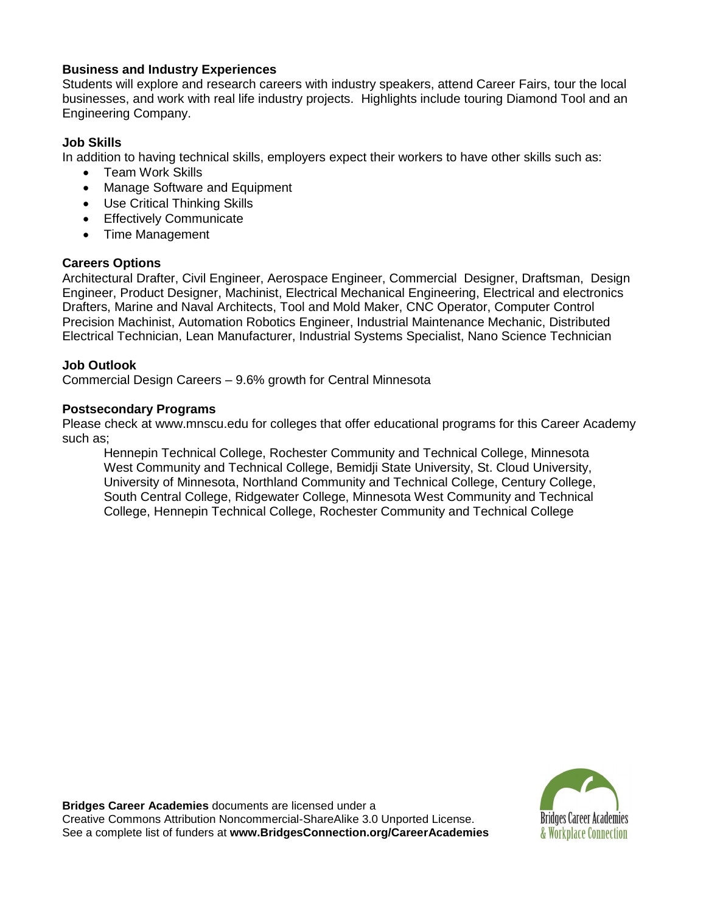**Business and Industry Experiences**

Students will explore and research careers with industry speakers, attend Career Fairs, tour the local businesses, and work with real life industry projects. Highlights include touring Diamond Tool and an Engineering Company.

**Job Skills**

In addition to having technical skills, employers expect their workers to have other skills such as:

- Team Work Skills
- Manage Software and Equipment
- Use Critical Thinking Skills
- Effectively Communicate
- Time Management

**Careers Options**

Architectural Drafter, Civil Engineer, Aerospace Engineer, Commercial Designer, Draftsman, Design Engineer, Product Designer, Machinist, Electrical Mechanical Engineering, Electrical and electronics Drafters, Marine and Naval Architects, Tool and Mold Maker, CNC Operator, Computer Control Precision Machinist, Automation Robotics Engineer, Industrial Maintenance Mechanic, Distributed Electrical Technician, Lean Manufacturer, Industrial Systems Specialist, Nano Science Technician

**Job Outlook**

Commercial Design Careers – 9.6% growth for Central Minnesota

**Postsecondary Programs**

Please check at www.mnscu.edu for colleges that offer educational programs for this Career Academy such as;

Hennepin Technical College, Rochester Community and Technical College, Minnesota West Community and Technical College, Bemidji State University, St. Cloud University, University of Minnesota, Northland Community and Technical College, Century College, South Central College, Ridgewater College, Minnesota West Community and Technical College, Hennepin Technical College, Rochester Community and Technical College

**Bridges Career Academies** documents are licensed under a
Creative Commons Attribution Noncommercial-ShareAlike 3.0 Unported License.
See a complete list of funders at **www.BridgesConnection.org/CareerAcademies**

Bridges Career Academies & Workplace Connection